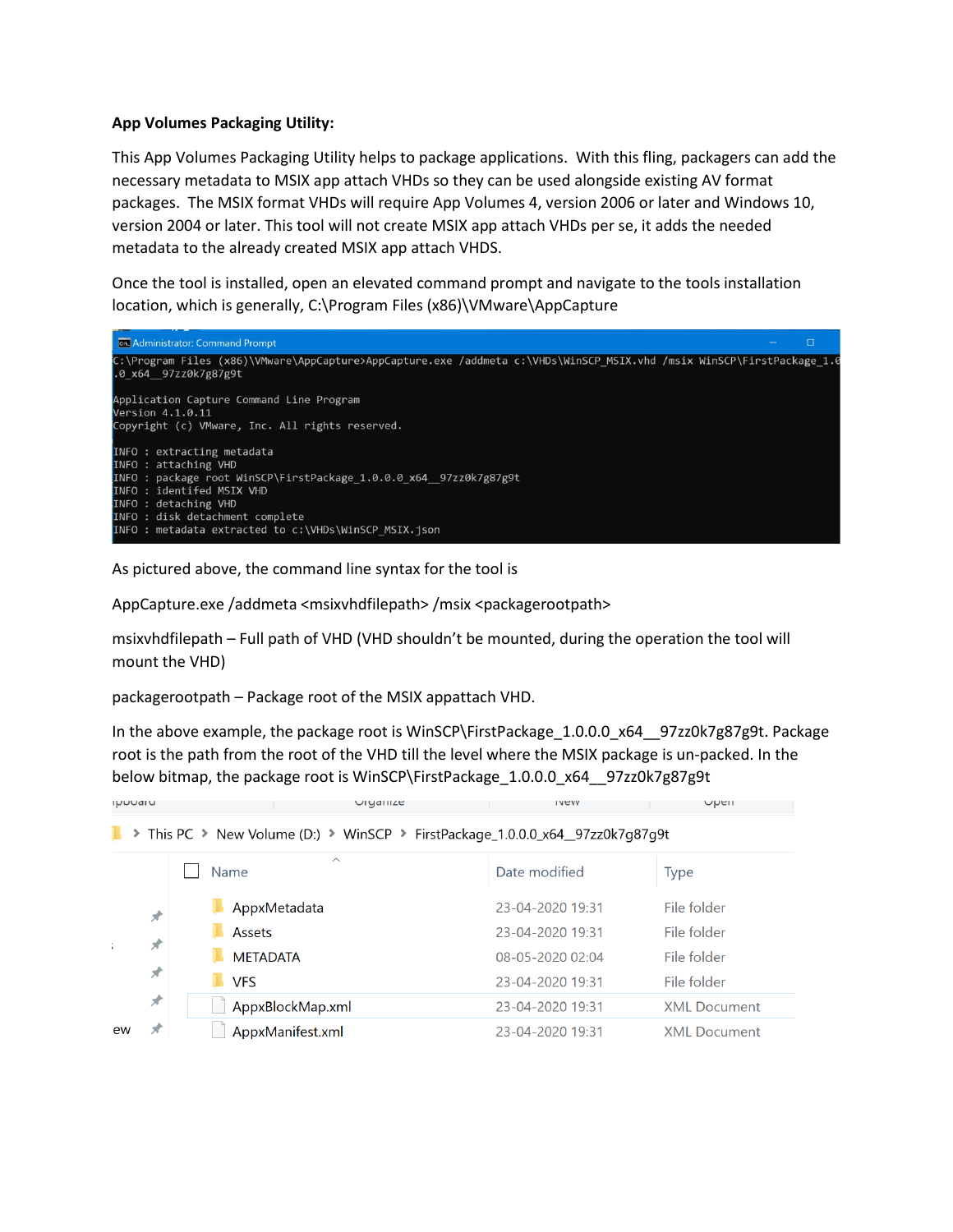**App Volumes Packaging Utility:**

This App Volumes Packaging Utility helps to package applications. With this fling, packagers can add the necessary metadata to MSIX app attach VHDs so they can be used alongside existing AV format packages. The MSIX format VHDs will require App Volumes 4, version 2006 or later and Windows 10, version 2004 or later. This tool will not create MSIX app attach VHDs per se, it adds the needed metadata to the already created MSIX app attach VHDS.

Once the tool is installed, open an elevated command prompt and navigate to the tools installation location, which is generally, C:\Program Files (x86)\VMware\AppCapture

```
Administrator: Command Prompt
C:\Program Files (x86)\VMware\AppCapture>AppCapture.exe /addmeta c:\VHDs\WinSCP_MSIX.vhd /msix WinSCP\FirstPackage_1.0.0.0_x64__97zz0k7g87g9t

Application Capture Command Line Program
Version 4.1.0.11
Copyright (c) VMware, Inc. All rights reserved.

INFO : extracting metadata
INFO : attaching VHD
INFO : package root WinSCP\FirstPackage_1.0.0.0_x64__97zz0k7g87g9t
INFO : identifed MSIX VHD
INFO : detaching VHD
INFO : disk detachment complete
INFO : metadata extracted to c:\VHDs\WinSCP_MSIX.json
```

As pictured above, the command line syntax for the tool is

AppCapture.exe /addmeta <msixvhdfilepath> /msix <packagerootpath>

msixvhdfilepath – Full path of VHD (VHD shouldn't be mounted, during the operation the tool will mount the VHD)

packagerootpath – Package root of the MSIX appattach VHD.

In the above example, the package root is WinSCP\FirstPackage_1.0.0.0_x64__97zz0k7g87g9t. Package root is the path from the root of the VHD till the level where the MSIX package is un-packed. In the below bitmap, the package root is WinSCP\FirstPackage_1.0.0.0_x64__97zz0k7g87g9t

This PC > New Volume (D:) > WinSCP > FirstPackage_1.0.0.0_x64__97zz0k7g87g9t

| Name | Date modified | Type |
| --- | --- | --- |
| AppxMetadata | 23-04-2020 19:31 | File folder |
| Assets | 23-04-2020 19:31 | File folder |
| METADATA | 08-05-2020 02:04 | File folder |
| VFS | 23-04-2020 19:31 | File folder |
| AppxBlockMap.xml | 23-04-2020 19:31 | XML Document |
| AppxManifest.xml | 23-04-2020 19:31 | XML Document |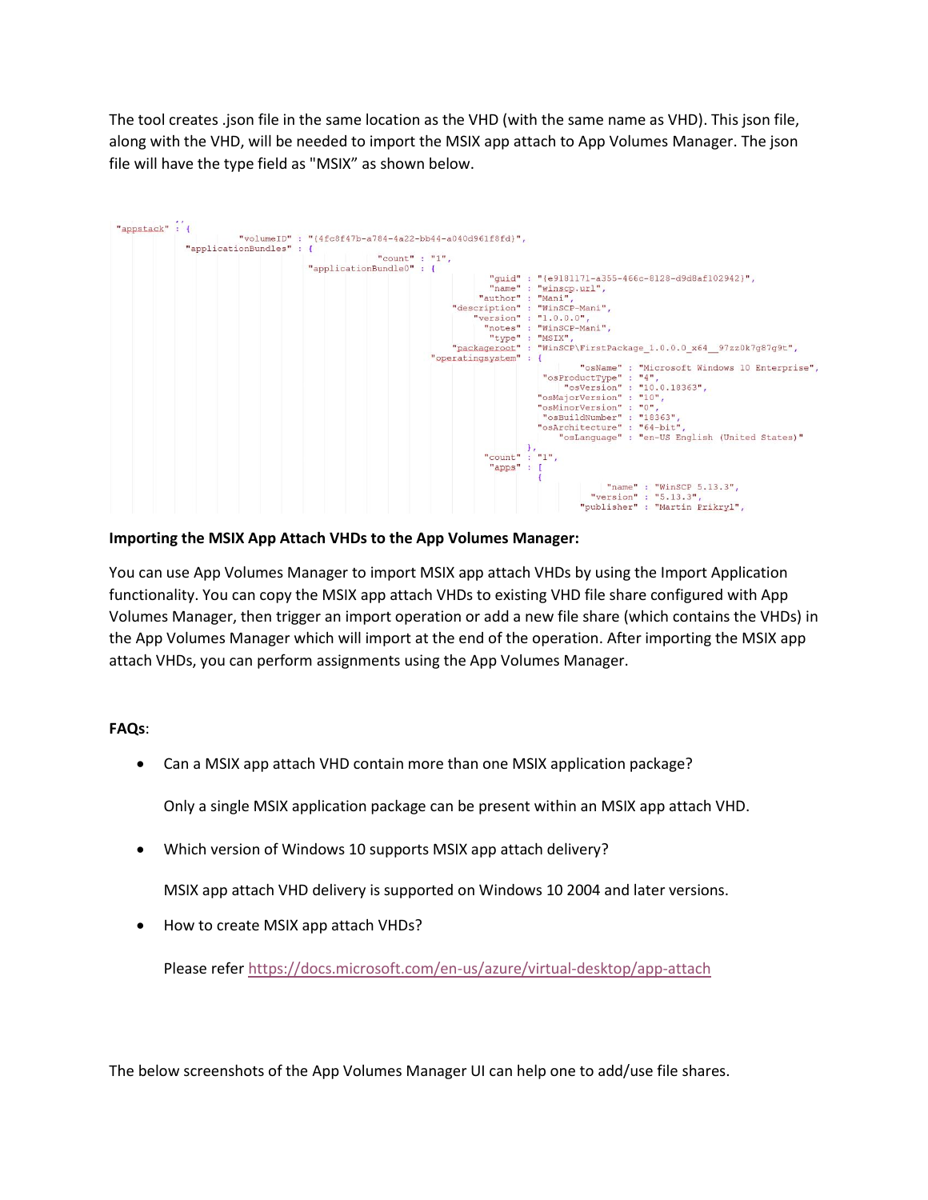The tool creates .json file in the same location as the VHD (with the same name as VHD). This json file, along with the VHD, will be needed to import the MSIX app attach to App Volumes Manager. The json file will have the type field as "MSIX" as shown below.

```
"appstack" : {
        "volumeID" : "{4fc8f47b-a784-4a22-bb44-a040d961f8fd}",
    "applicationBundles" : {
            "count" : "1",
        "applicationBundle0" : {
                "guid" : "{e9181171-a355-466c-8128-d9d8af102942}",
                "name" : "winscp.url",
                "author" : "Mani",
                "description" : "WinSCP-Mani",
                "version" : "1.0.0.0",
                "notes" : "WinSCP-Mani",
                "type" : "MSIX",
                "packageroot" : "WinSCP\FirstPackage_1.0.0.0_x64__97zz0k7g87g9t",
            "operatingsystem" : {
                    "osName" : "Microsoft Windows 10 Enterprise",
                    "osProductType" : "4",
                    "osVersion" : "10.0.18363",
                    "osMajorVersion" : "10",
                    "osMinorVersion" : "0",
                    "osBuildNumber" : "18363",
                    "osArchitecture" : "64-bit",
                    "osLanguage" : "en-US English (United States)"
                },
                "count" : "1",
                "apps" : [
                {
                        "name" : "WinSCP 5.13.3",
                        "version" : "5.13.3",
                        "publisher" : "Martin Prikryl",
```

**Importing the MSIX App Attach VHDs to the App Volumes Manager:**

You can use App Volumes Manager to import MSIX app attach VHDs by using the Import Application functionality. You can copy the MSIX app attach VHDs to existing VHD file share configured with App Volumes Manager, then trigger an import operation or add a new file share (which contains the VHDs) in the App Volumes Manager which will import at the end of the operation. After importing the MSIX app attach VHDs, you can perform assignments using the App Volumes Manager.

**FAQs**:

- Can a MSIX app attach VHD contain more than one MSIX application package?

  Only a single MSIX application package can be present within an MSIX app attach VHD.

- Which version of Windows 10 supports MSIX app attach delivery?

  MSIX app attach VHD delivery is supported on Windows 10 2004 and later versions.

- How to create MSIX app attach VHDs?

  Please refer https://docs.microsoft.com/en-us/azure/virtual-desktop/app-attach

The below screenshots of the App Volumes Manager UI can help one to add/use file shares.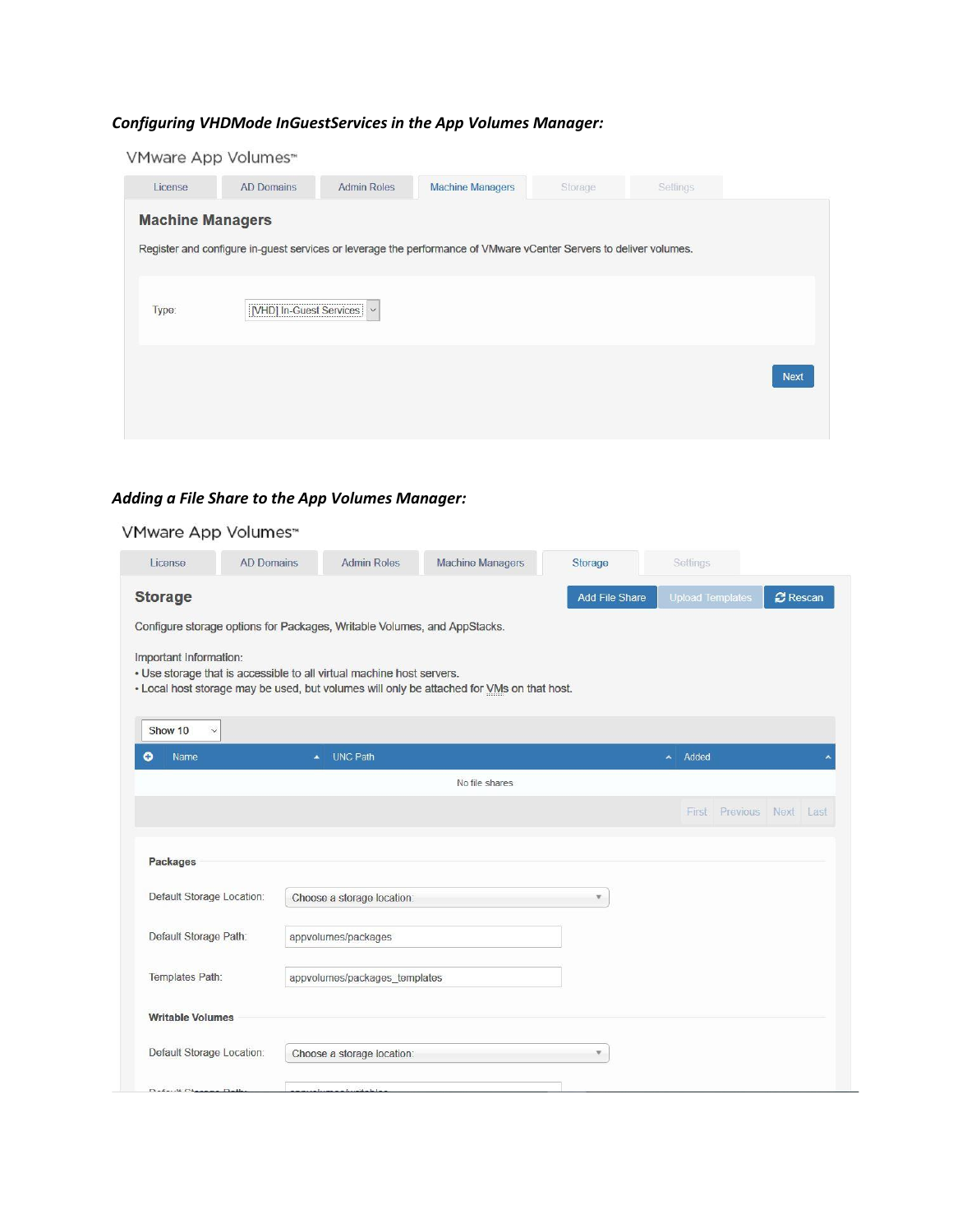***Configuring VHDMode InGuestServices in the App Volumes Manager:***

VMware App Volumes™

License | AD Domains | Admin Roles | Machine Managers | Storage | Settings

**Machine Managers**

Register and configure in-guest services or leverage the performance of VMware vCenter Servers to deliver volumes.

Type: [VHD] In-Guest Services

Next

***Adding a File Share to the App Volumes Manager:***

VMware App Volumes™

License | AD Domains | Admin Roles | Machine Managers | Storage | Settings

**Storage**

Add File Share | Upload Templates | Rescan

Configure storage options for Packages, Writable Volumes, and AppStacks.

Important Information:
- Use storage that is accessible to all virtual machine host servers.
- Local host storage may be used, but volumes will only be attached for VMs on that host.

Show 10

| Name | UNC Path | Added |
|---|---|---|
| No file shares | | |

First Previous Next Last

**Packages**

Default Storage Location: Choose a storage location

Default Storage Path: appvolumes/packages

Templates Path: appvolumes/packages_templates

**Writable Volumes**

Default Storage Location: Choose a storage location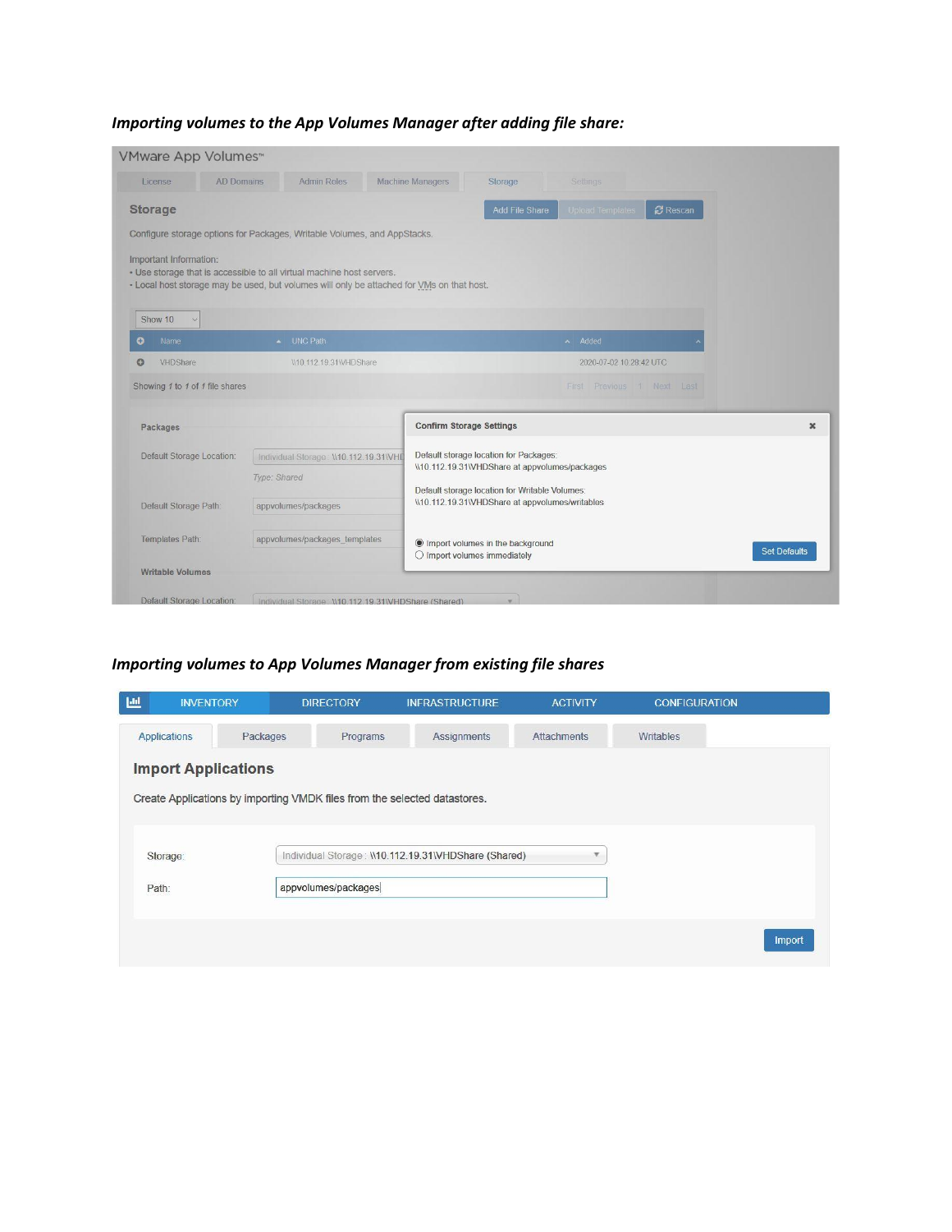***Importing volumes to the App Volumes Manager after adding file share:***

VMware App Volumes™

License | AD Domains | Admin Roles | Machine Managers | Storage | Settings

**Storage**

Add File Share | Upload Templates | Rescan

Configure storage options for Packages, Writable Volumes, and AppStacks.

Important Information:
- Use storage that is accessible to all virtual machine host servers.
- Local host storage may be used, but volumes will only be attached for VMs on that host.

Show 10

| | Name | UNC Path | Added |
|---|---|---|---|
| | VHDShare | \\10.112.19.31\VHDShare | 2020-07-02 10:28:42 UTC |

Showing 1 to 1 of 1 file shares

First | Previous | 1 | Next | Last

**Packages**

Default Storage Location: Individual Storage : \\10.112.19.31\VHD

Type: Shared

Default Storage Path: appvolumes/packages

Templates Path: appvolumes/packages_templates

**Writable Volumes**

Default Storage Location: Individual Storage : \\10.112.19.31\VHDShare (Shared)

**Confirm Storage Settings**

Default storage location for Packages:
\\10.112.19.31\VHDShare at appvolumes/packages

Default storage location for Writable Volumes:
\\10.112.19.31\VHDShare at appvolumes/writables

- Import volumes in the background
- Import volumes immediately

Set Defaults

***Importing volumes to App Volumes Manager from existing file shares***

INVENTORY | DIRECTORY | INFRASTRUCTURE | ACTIVITY | CONFIGURATION

Applications | Packages | Programs | Assignments | Attachments | Writables

**Import Applications**

Create Applications by importing VMDK files from the selected datastores.

Storage: Individual Storage : \\10.112.19.31\VHDShare (Shared)

Path: appvolumes/packages

Import